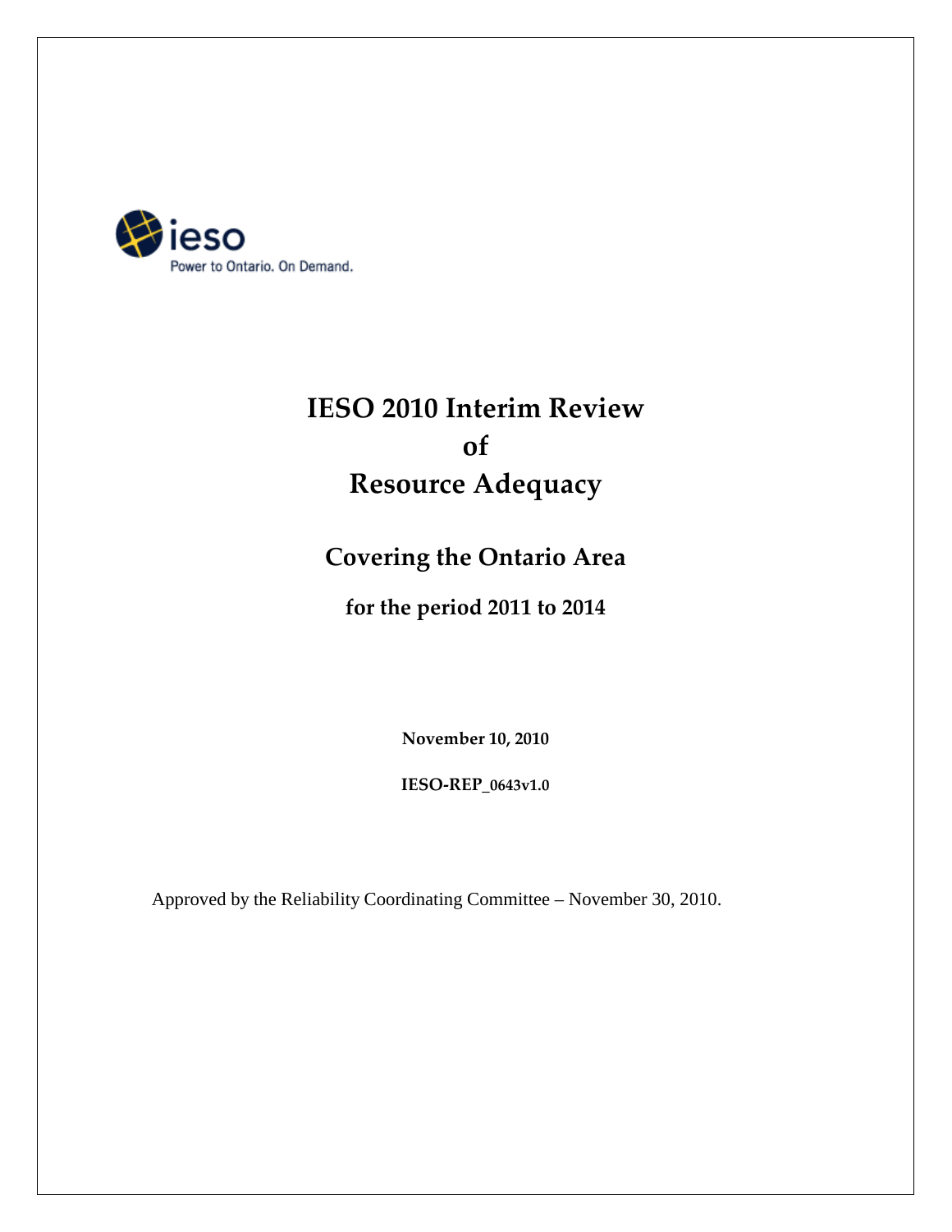ieso

Power to Ontario. On Demand.

# IESO 2010 Interim Review of Resource Adequacy

## Covering the Ontario Area

### for the period 2011 to 2014

**November 10, 2010**

**IESO-REP_0643v1.0**

Approved by the Reliability Coordinating Committee – November 30, 2010.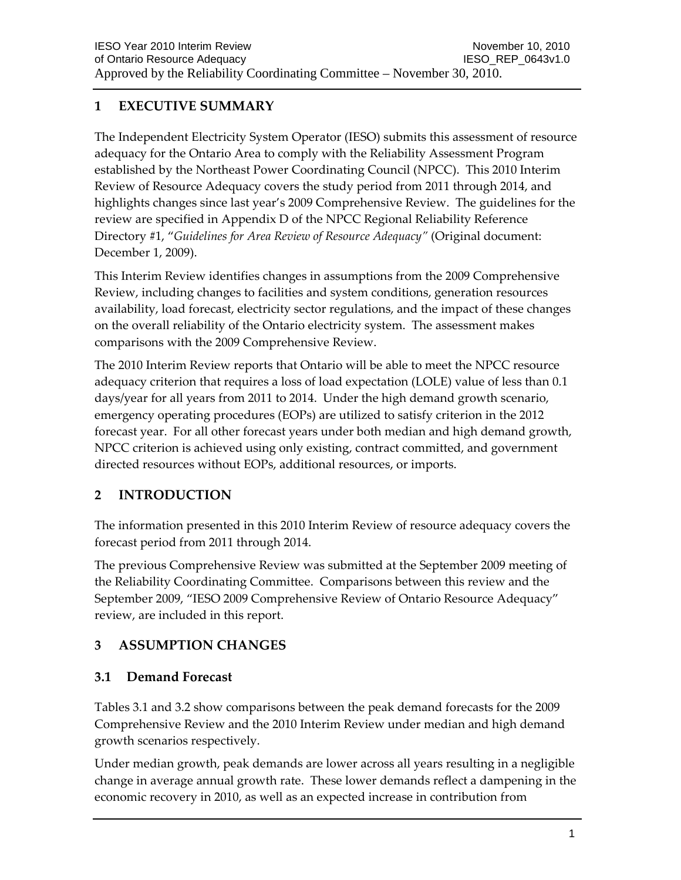## 1 EXECUTIVE SUMMARY

The Independent Electricity System Operator (IESO) submits this assessment of resource adequacy for the Ontario Area to comply with the Reliability Assessment Program established by the Northeast Power Coordinating Council (NPCC). This 2010 Interim Review of Resource Adequacy covers the study period from 2011 through 2014, and highlights changes since last year's 2009 Comprehensive Review. The guidelines for the review are specified in Appendix D of the NPCC Regional Reliability Reference Directory #1, "*Guidelines for Area Review of Resource Adequacy"* (Original document: December 1, 2009).

This Interim Review identifies changes in assumptions from the 2009 Comprehensive Review, including changes to facilities and system conditions, generation resources availability, load forecast, electricity sector regulations, and the impact of these changes on the overall reliability of the Ontario electricity system. The assessment makes comparisons with the 2009 Comprehensive Review.

The 2010 Interim Review reports that Ontario will be able to meet the NPCC resource adequacy criterion that requires a loss of load expectation (LOLE) value of less than 0.1 days/year for all years from 2011 to 2014. Under the high demand growth scenario, emergency operating procedures (EOPs) are utilized to satisfy criterion in the 2012 forecast year. For all other forecast years under both median and high demand growth, NPCC criterion is achieved using only existing, contract committed, and government directed resources without EOPs, additional resources, or imports.

## 2 INTRODUCTION

The information presented in this 2010 Interim Review of resource adequacy covers the forecast period from 2011 through 2014.

The previous Comprehensive Review was submitted at the September 2009 meeting of the Reliability Coordinating Committee. Comparisons between this review and the September 2009, "IESO 2009 Comprehensive Review of Ontario Resource Adequacy" review, are included in this report.

## 3 ASSUMPTION CHANGES

### 3.1 Demand Forecast

Tables 3.1 and 3.2 show comparisons between the peak demand forecasts for the 2009 Comprehensive Review and the 2010 Interim Review under median and high demand growth scenarios respectively.

Under median growth, peak demands are lower across all years resulting in a negligible change in average annual growth rate. These lower demands reflect a dampening in the economic recovery in 2010, as well as an expected increase in contribution from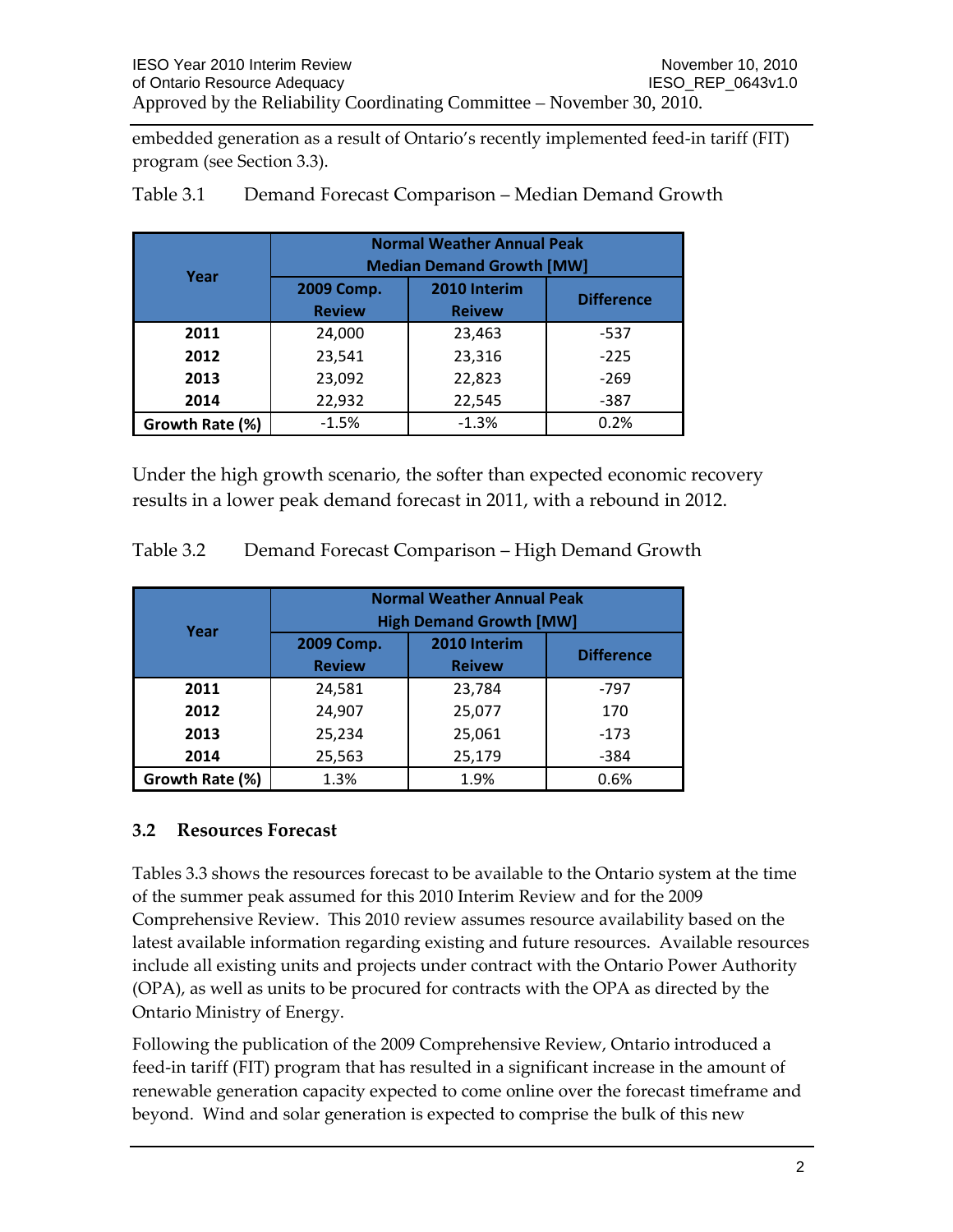embedded generation as a result of Ontario's recently implemented feed-in tariff (FIT) program (see Section 3.3).

Table 3.1 Demand Forecast Comparison – Median Demand Growth

| Year | Normal Weather Annual Peak Median Demand Growth [MW] | | |
|---|---|---|---|
| | 2009 Comp. Review | 2010 Interim Reivew | Difference |
| **2011** | 24,000 | 23,463 | -537 |
| **2012** | 23,541 | 23,316 | -225 |
| **2013** | 23,092 | 22,823 | -269 |
| **2014** | 22,932 | 22,545 | -387 |
| **Growth Rate (%)** | -1.5% | -1.3% | 0.2% |

Under the high growth scenario, the softer than expected economic recovery results in a lower peak demand forecast in 2011, with a rebound in 2012.

Table 3.2 Demand Forecast Comparison – High Demand Growth

| Year | Normal Weather Annual Peak High Demand Growth [MW] | | |
|---|---|---|---|
| | 2009 Comp. Review | 2010 Interim Reivew | Difference |
| **2011** | 24,581 | 23,784 | -797 |
| **2012** | 24,907 | 25,077 | 170 |
| **2013** | 25,234 | 25,061 | -173 |
| **2014** | 25,563 | 25,179 | -384 |
| **Growth Rate (%)** | 1.3% | 1.9% | 0.6% |

## 3.2 Resources Forecast

Tables 3.3 shows the resources forecast to be available to the Ontario system at the time of the summer peak assumed for this 2010 Interim Review and for the 2009 Comprehensive Review. This 2010 review assumes resource availability based on the latest available information regarding existing and future resources. Available resources include all existing units and projects under contract with the Ontario Power Authority (OPA), as well as units to be procured for contracts with the OPA as directed by the Ontario Ministry of Energy.

Following the publication of the 2009 Comprehensive Review, Ontario introduced a feed-in tariff (FIT) program that has resulted in a significant increase in the amount of renewable generation capacity expected to come online over the forecast timeframe and beyond. Wind and solar generation is expected to comprise the bulk of this new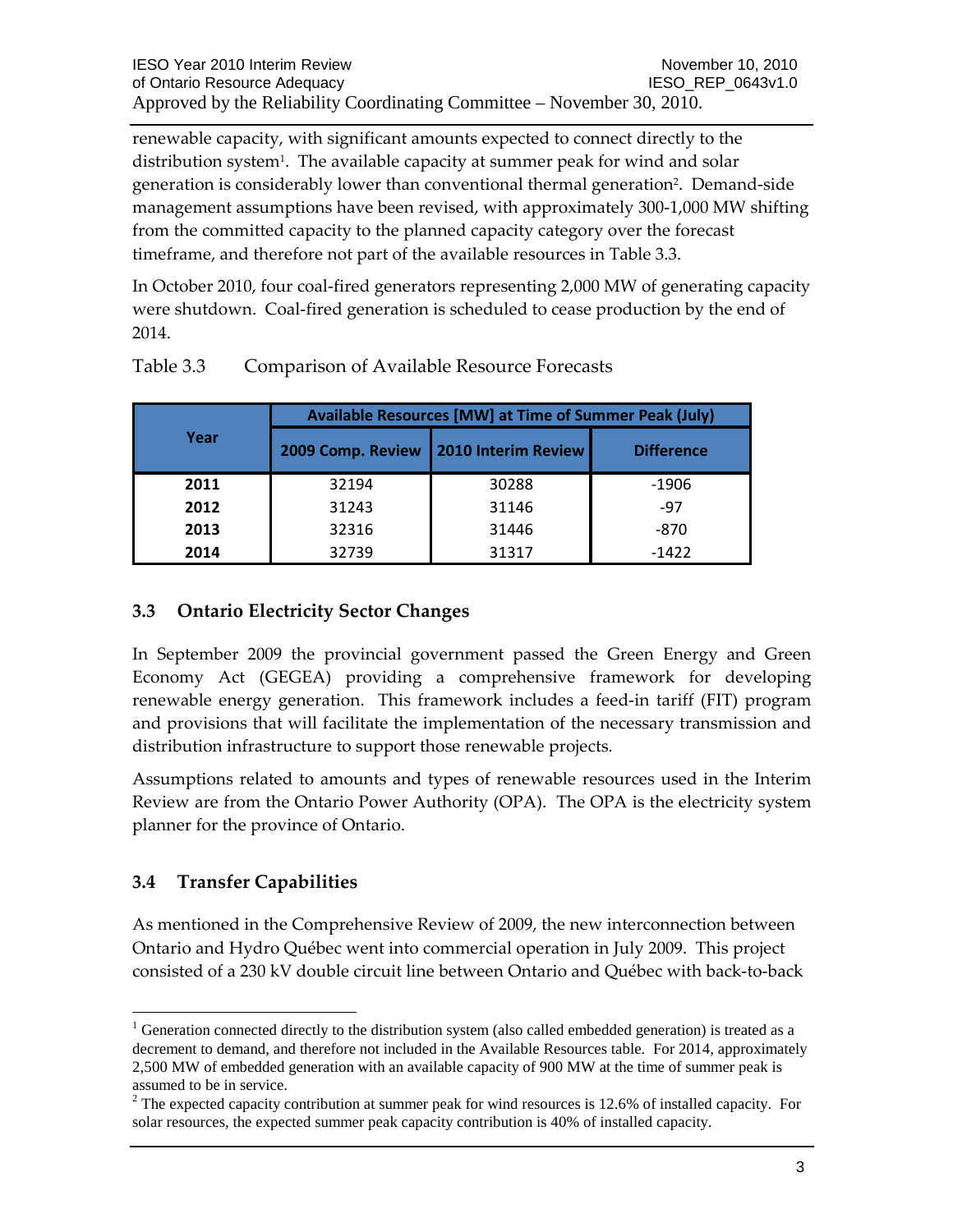renewable capacity, with significant amounts expected to connect directly to the distribution system[1]. The available capacity at summer peak for wind and solar generation is considerably lower than conventional thermal generation[2]. Demand-side management assumptions have been revised, with approximately 300-1,000 MW shifting from the committed capacity to the planned capacity category over the forecast timeframe, and therefore not part of the available resources in Table 3.3.

In October 2010, four coal-fired generators representing 2,000 MW of generating capacity were shutdown. Coal-fired generation is scheduled to cease production by the end of 2014.

Table 3.3 Comparison of Available Resource Forecasts

| Year | Available Resources [MW] at Time of Summer Peak (July) | | |
|---|---|---|---|
| | 2009 Comp. Review | 2010 Interim Review | Difference |
| 2011 | 32194 | 30288 | -1906 |
| 2012 | 31243 | 31146 | -97 |
| 2013 | 32316 | 31446 | -870 |
| 2014 | 32739 | 31317 | -1422 |

## 3.3 Ontario Electricity Sector Changes

In September 2009 the provincial government passed the Green Energy and Green Economy Act (GEGEA) providing a comprehensive framework for developing renewable energy generation. This framework includes a feed-in tariff (FIT) program and provisions that will facilitate the implementation of the necessary transmission and distribution infrastructure to support those renewable projects.

Assumptions related to amounts and types of renewable resources used in the Interim Review are from the Ontario Power Authority (OPA). The OPA is the electricity system planner for the province of Ontario.

## 3.4 Transfer Capabilities

As mentioned in the Comprehensive Review of 2009, the new interconnection between Ontario and Hydro Québec went into commercial operation in July 2009. This project consisted of a 230 kV double circuit line between Ontario and Québec with back-to-back

---

[1] Generation connected directly to the distribution system (also called embedded generation) is treated as a decrement to demand, and therefore not included in the Available Resources table. For 2014, approximately 2,500 MW of embedded generation with an available capacity of 900 MW at the time of summer peak is assumed to be in service.

[2] The expected capacity contribution at summer peak for wind resources is 12.6% of installed capacity. For solar resources, the expected summer peak capacity contribution is 40% of installed capacity.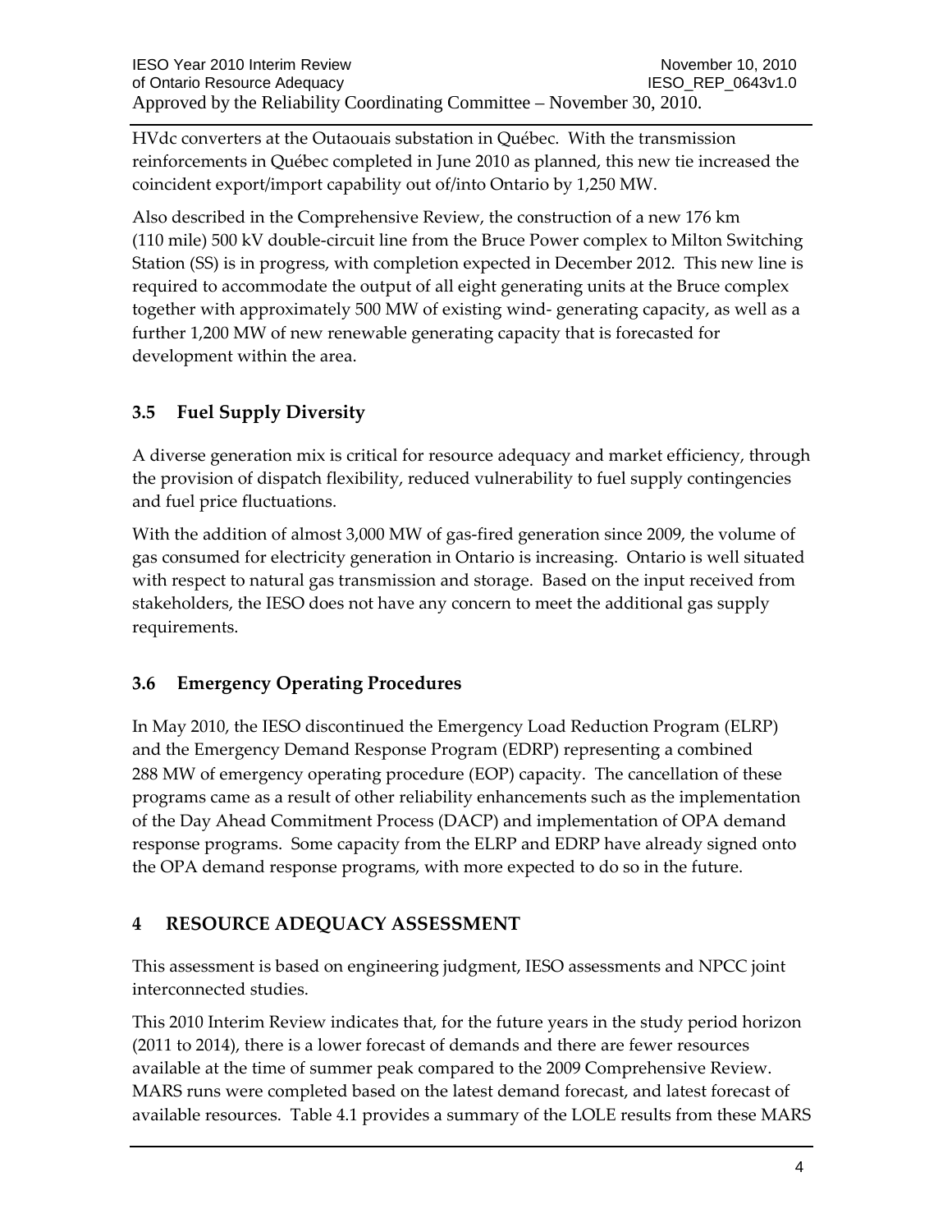HVdc converters at the Outaouais substation in Québec. With the transmission reinforcements in Québec completed in June 2010 as planned, this new tie increased the coincident export/import capability out of/into Ontario by 1,250 MW.

Also described in the Comprehensive Review, the construction of a new 176 km (110 mile) 500 kV double-circuit line from the Bruce Power complex to Milton Switching Station (SS) is in progress, with completion expected in December 2012. This new line is required to accommodate the output of all eight generating units at the Bruce complex together with approximately 500 MW of existing wind- generating capacity, as well as a further 1,200 MW of new renewable generating capacity that is forecasted for development within the area.

### 3.5 Fuel Supply Diversity

A diverse generation mix is critical for resource adequacy and market efficiency, through the provision of dispatch flexibility, reduced vulnerability to fuel supply contingencies and fuel price fluctuations.

With the addition of almost 3,000 MW of gas-fired generation since 2009, the volume of gas consumed for electricity generation in Ontario is increasing. Ontario is well situated with respect to natural gas transmission and storage. Based on the input received from stakeholders, the IESO does not have any concern to meet the additional gas supply requirements.

### 3.6 Emergency Operating Procedures

In May 2010, the IESO discontinued the Emergency Load Reduction Program (ELRP) and the Emergency Demand Response Program (EDRP) representing a combined 288 MW of emergency operating procedure (EOP) capacity. The cancellation of these programs came as a result of other reliability enhancements such as the implementation of the Day Ahead Commitment Process (DACP) and implementation of OPA demand response programs. Some capacity from the ELRP and EDRP have already signed onto the OPA demand response programs, with more expected to do so in the future.

## 4 RESOURCE ADEQUACY ASSESSMENT

This assessment is based on engineering judgment, IESO assessments and NPCC joint interconnected studies.

This 2010 Interim Review indicates that, for the future years in the study period horizon (2011 to 2014), there is a lower forecast of demands and there are fewer resources available at the time of summer peak compared to the 2009 Comprehensive Review. MARS runs were completed based on the latest demand forecast, and latest forecast of available resources. Table 4.1 provides a summary of the LOLE results from these MARS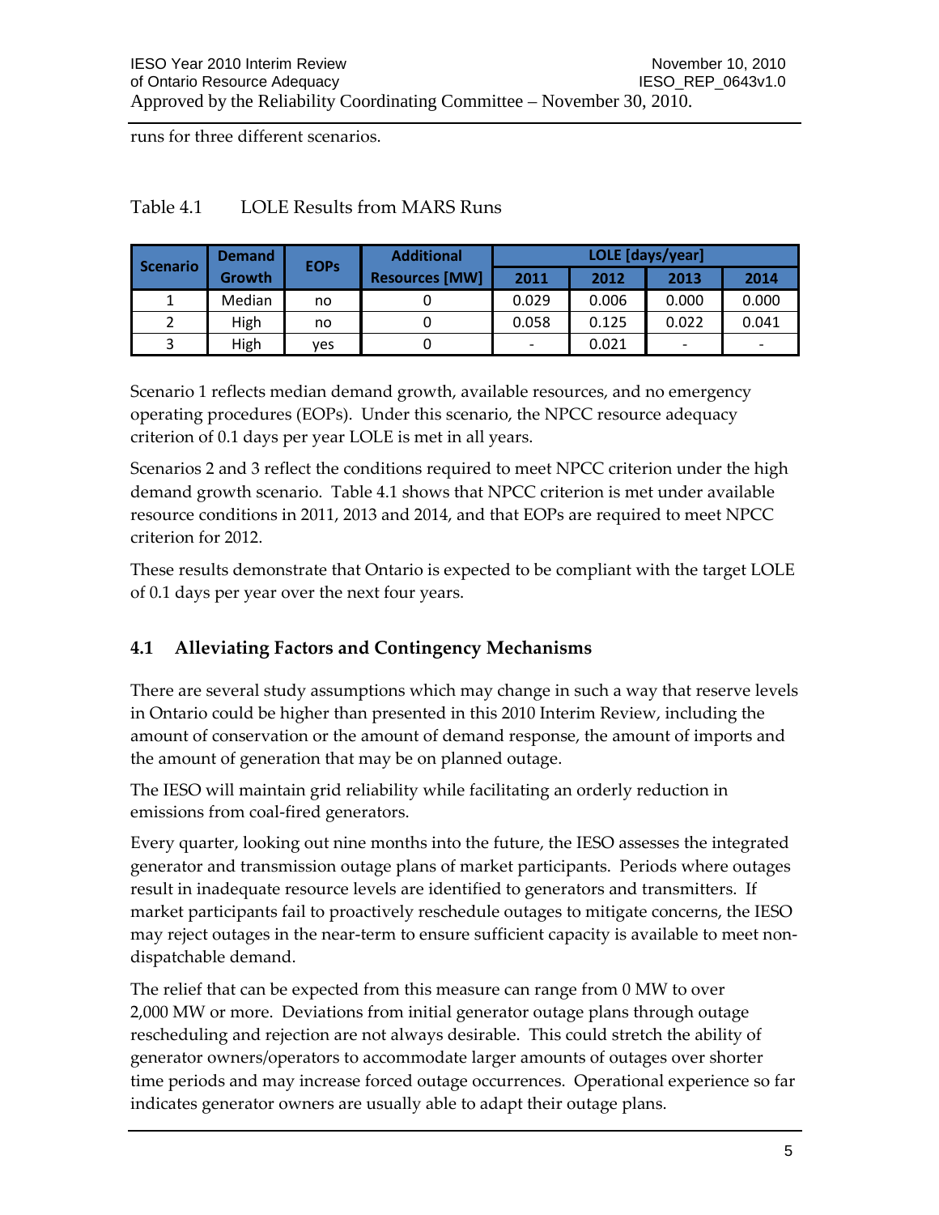runs for three different scenarios.

Table 4.1 LOLE Results from MARS Runs

| Scenario | Demand Growth | EOPs | Additional Resources [MW] | LOLE [days/year] | | | |
|---|---|---|---|---|---|---|---|
| | | | | 2011 | 2012 | 2013 | 2014 |
| 1 | Median | no | 0 | 0.029 | 0.006 | 0.000 | 0.000 |
| 2 | High | no | 0 | 0.058 | 0.125 | 0.022 | 0.041 |
| 3 | High | yes | 0 | - | 0.021 | - | - |

Scenario 1 reflects median demand growth, available resources, and no emergency operating procedures (EOPs). Under this scenario, the NPCC resource adequacy criterion of 0.1 days per year LOLE is met in all years.

Scenarios 2 and 3 reflect the conditions required to meet NPCC criterion under the high demand growth scenario. Table 4.1 shows that NPCC criterion is met under available resource conditions in 2011, 2013 and 2014, and that EOPs are required to meet NPCC criterion for 2012.

These results demonstrate that Ontario is expected to be compliant with the target LOLE of 0.1 days per year over the next four years.

## 4.1 Alleviating Factors and Contingency Mechanisms

There are several study assumptions which may change in such a way that reserve levels in Ontario could be higher than presented in this 2010 Interim Review, including the amount of conservation or the amount of demand response, the amount of imports and the amount of generation that may be on planned outage.

The IESO will maintain grid reliability while facilitating an orderly reduction in emissions from coal-fired generators.

Every quarter, looking out nine months into the future, the IESO assesses the integrated generator and transmission outage plans of market participants. Periods where outages result in inadequate resource levels are identified to generators and transmitters. If market participants fail to proactively reschedule outages to mitigate concerns, the IESO may reject outages in the near-term to ensure sufficient capacity is available to meet non-dispatchable demand.

The relief that can be expected from this measure can range from 0 MW to over 2,000 MW or more. Deviations from initial generator outage plans through outage rescheduling and rejection are not always desirable. This could stretch the ability of generator owners/operators to accommodate larger amounts of outages over shorter time periods and may increase forced outage occurrences. Operational experience so far indicates generator owners are usually able to adapt their outage plans.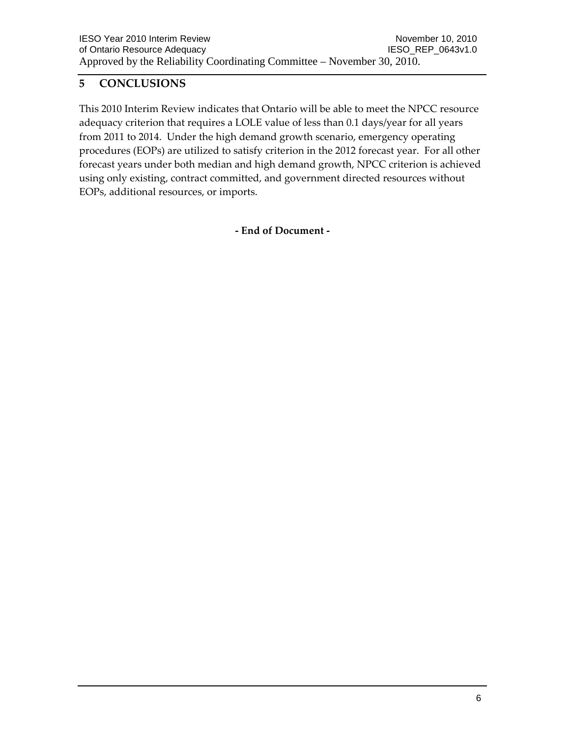## 5 CONCLUSIONS

This 2010 Interim Review indicates that Ontario will be able to meet the NPCC resource adequacy criterion that requires a LOLE value of less than 0.1 days/year for all years from 2011 to 2014. Under the high demand growth scenario, emergency operating procedures (EOPs) are utilized to satisfy criterion in the 2012 forecast year. For all other forecast years under both median and high demand growth, NPCC criterion is achieved using only existing, contract committed, and government directed resources without EOPs, additional resources, or imports.

**- End of Document -**